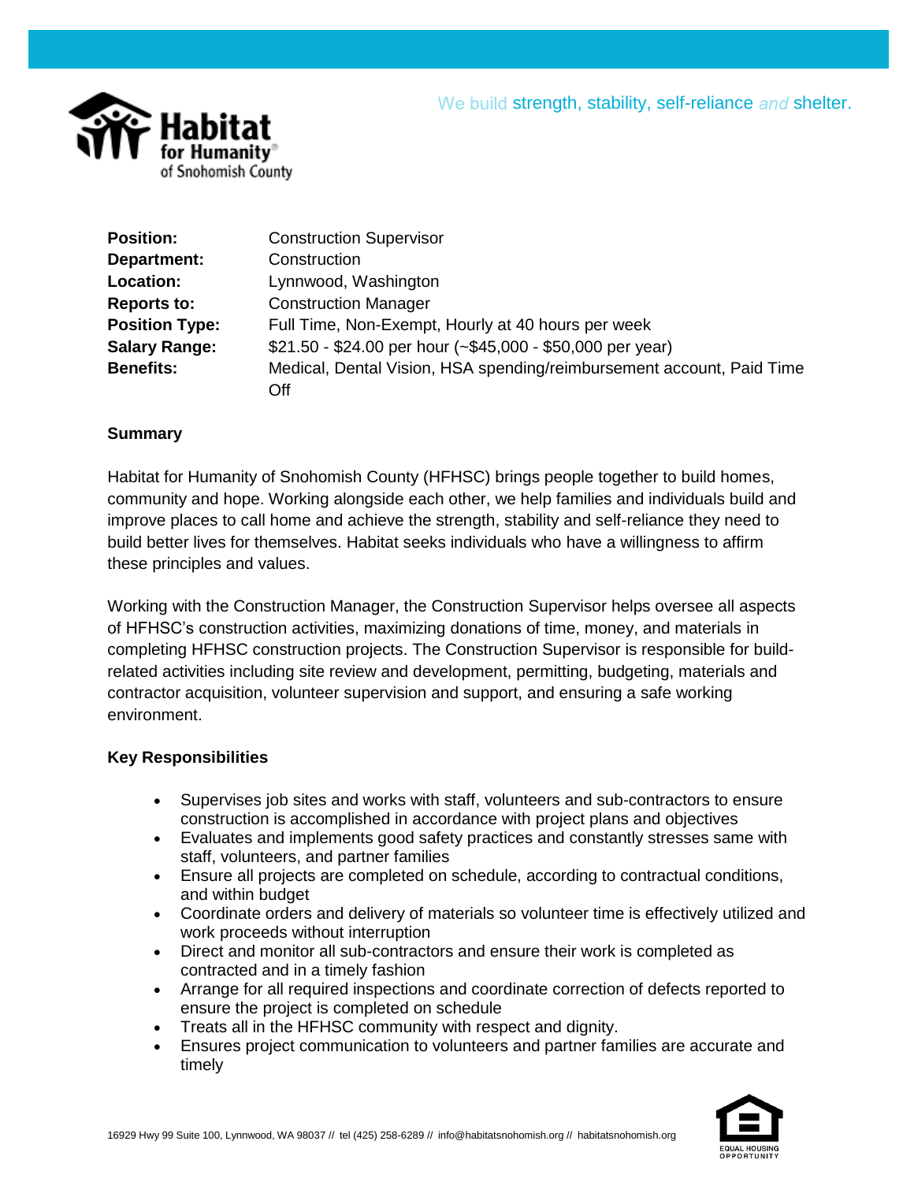We build strength, stability, self-reliance *and* shelter.

| | |
|---|---|
| **Position:** | Construction Supervisor |
| **Department:** | Construction |
| **Location:** | Lynnwood, Washington |
| **Reports to:** | Construction Manager |
| **Position Type:** | Full Time, Non-Exempt, Hourly at 40 hours per week |
| **Salary Range:** | $21.50 - $24.00 per hour (~$45,000 - $50,000 per year) |
| **Benefits:** | Medical, Dental Vision, HSA spending/reimbursement account, Paid Time Off |

**Summary**

Habitat for Humanity of Snohomish County (HFHSC) brings people together to build homes, community and hope. Working alongside each other, we help families and individuals build and improve places to call home and achieve the strength, stability and self-reliance they need to build better lives for themselves. Habitat seeks individuals who have a willingness to affirm these principles and values.

Working with the Construction Manager, the Construction Supervisor helps oversee all aspects of HFHSC's construction activities, maximizing donations of time, money, and materials in completing HFHSC construction projects. The Construction Supervisor is responsible for build-related activities including site review and development, permitting, budgeting, materials and contractor acquisition, volunteer supervision and support, and ensuring a safe working environment.

**Key Responsibilities**

- Supervises job sites and works with staff, volunteers and sub-contractors to ensure construction is accomplished in accordance with project plans and objectives
- Evaluates and implements good safety practices and constantly stresses same with staff, volunteers, and partner families
- Ensure all projects are completed on schedule, according to contractual conditions, and within budget
- Coordinate orders and delivery of materials so volunteer time is effectively utilized and work proceeds without interruption
- Direct and monitor all sub-contractors and ensure their work is completed as contracted and in a timely fashion
- Arrange for all required inspections and coordinate correction of defects reported to ensure the project is completed on schedule
- Treats all in the HFHSC community with respect and dignity.
- Ensures project communication to volunteers and partner families are accurate and timely

16929 Hwy 99 Suite 100, Lynnwood, WA 98037 // tel (425) 258-6289 // info@habitatsnohomish.org // habitatsnohomish.org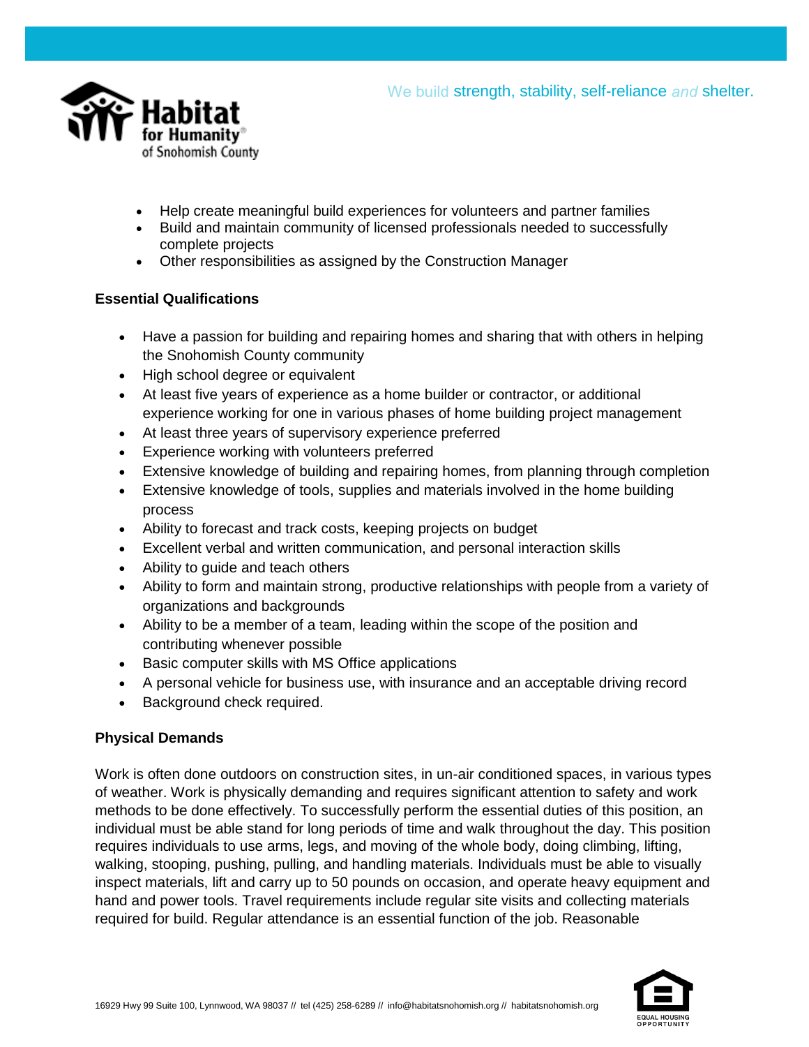- Help create meaningful build experiences for volunteers and partner families
- Build and maintain community of licensed professionals needed to successfully complete projects
- Other responsibilities as assigned by the Construction Manager

**Essential Qualifications**

- Have a passion for building and repairing homes and sharing that with others in helping the Snohomish County community
- High school degree or equivalent
- At least five years of experience as a home builder or contractor, or additional experience working for one in various phases of home building project management
- At least three years of supervisory experience preferred
- Experience working with volunteers preferred
- Extensive knowledge of building and repairing homes, from planning through completion
- Extensive knowledge of tools, supplies and materials involved in the home building process
- Ability to forecast and track costs, keeping projects on budget
- Excellent verbal and written communication, and personal interaction skills
- Ability to guide and teach others
- Ability to form and maintain strong, productive relationships with people from a variety of organizations and backgrounds
- Ability to be a member of a team, leading within the scope of the position and contributing whenever possible
- Basic computer skills with MS Office applications
- A personal vehicle for business use, with insurance and an acceptable driving record
- Background check required.

**Physical Demands**

Work is often done outdoors on construction sites, in un-air conditioned spaces, in various types of weather. Work is physically demanding and requires significant attention to safety and work methods to be done effectively. To successfully perform the essential duties of this position, an individual must be able stand for long periods of time and walk throughout the day. This position requires individuals to use arms, legs, and moving of the whole body, doing climbing, lifting, walking, stooping, pushing, pulling, and handling materials. Individuals must be able to visually inspect materials, lift and carry up to 50 pounds on occasion, and operate heavy equipment and hand and power tools. Travel requirements include regular site visits and collecting materials required for build. Regular attendance is an essential function of the job. Reasonable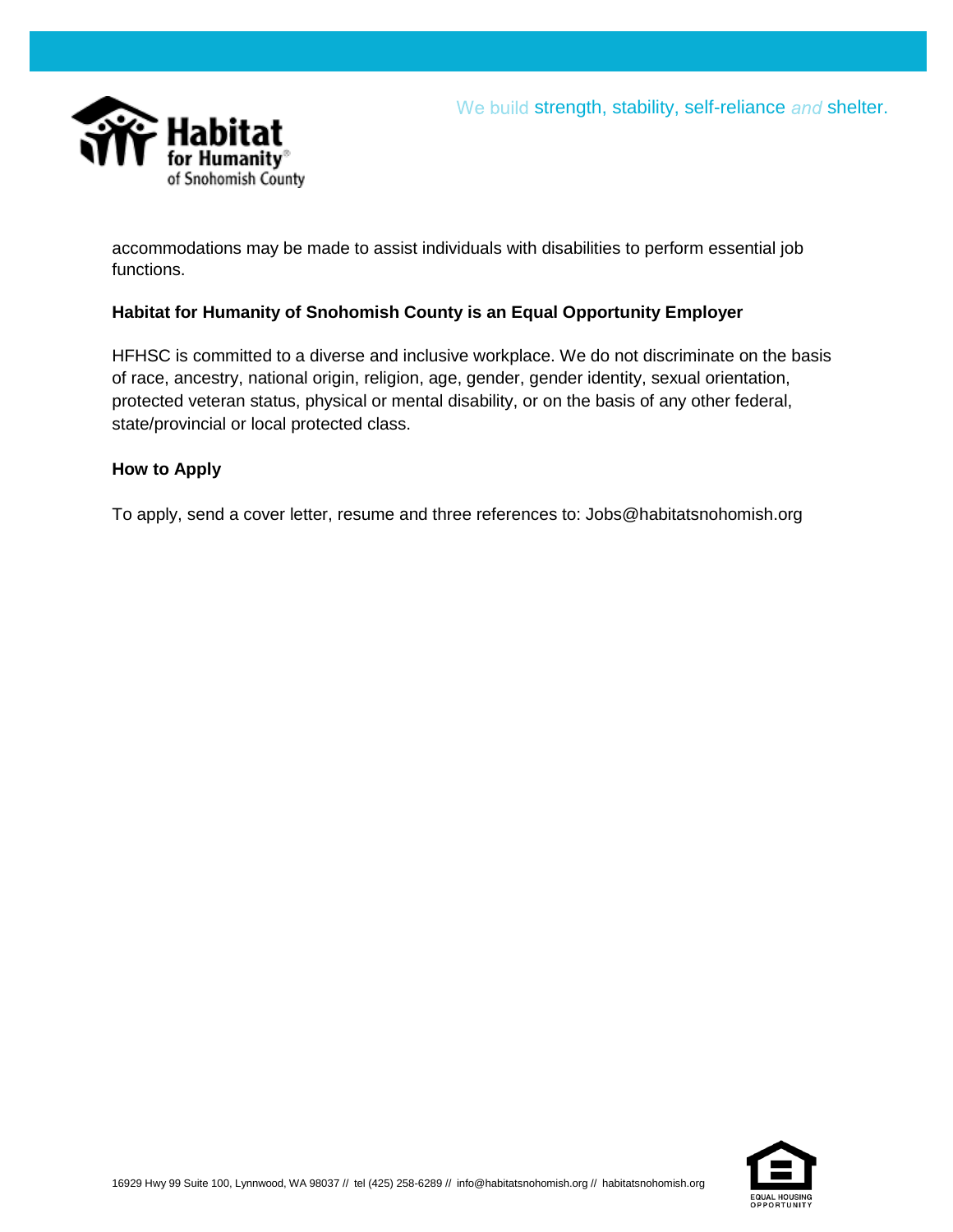accommodations may be made to assist individuals with disabilities to perform essential job functions.

**Habitat for Humanity of Snohomish County is an Equal Opportunity Employer**

HFHSC is committed to a diverse and inclusive workplace. We do not discriminate on the basis of race, ancestry, national origin, religion, age, gender, gender identity, sexual orientation, protected veteran status, physical or mental disability, or on the basis of any other federal, state/provincial or local protected class.

**How to Apply**

To apply, send a cover letter, resume and three references to: Jobs@habitatsnohomish.org